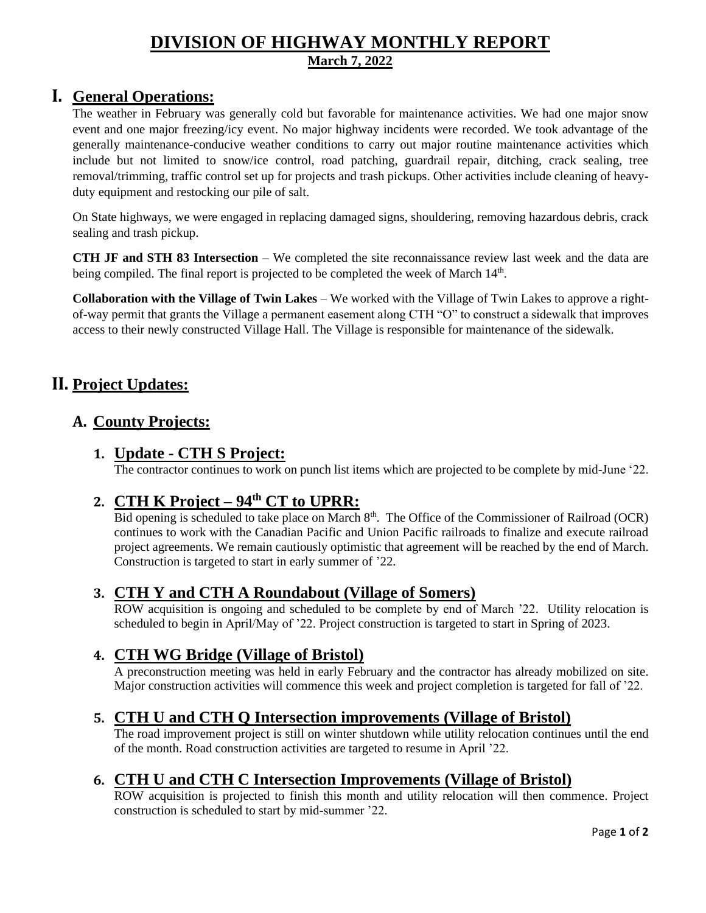# DIVISION OF HIGHWAY MONTHLY REPORT

**March 7, 2022**

## I. General Operations:

The weather in February was generally cold but favorable for maintenance activities. We had one major snow event and one major freezing/icy event. No major highway incidents were recorded. We took advantage of the generally maintenance-conducive weather conditions to carry out major routine maintenance activities which include but not limited to snow/ice control, road patching, guardrail repair, ditching, crack sealing, tree removal/trimming, traffic control set up for projects and trash pickups. Other activities include cleaning of heavy-duty equipment and restocking our pile of salt.

On State highways, we were engaged in replacing damaged signs, shouldering, removing hazardous debris, crack sealing and trash pickup.

**CTH JF and STH 83 Intersection** – We completed the site reconnaissance review last week and the data are being compiled. The final report is projected to be completed the week of March 14th.

**Collaboration with the Village of Twin Lakes** – We worked with the Village of Twin Lakes to approve a right-of-way permit that grants the Village a permanent easement along CTH "O" to construct a sidewalk that improves access to their newly constructed Village Hall. The Village is responsible for maintenance of the sidewalk.

## II. Project Updates:

### A. County Projects:

#### 1. Update - CTH S Project:

The contractor continues to work on punch list items which are projected to be complete by mid-June '22.

#### 2. CTH K Project – 94th CT to UPRR:

Bid opening is scheduled to take place on March 8th. The Office of the Commissioner of Railroad (OCR) continues to work with the Canadian Pacific and Union Pacific railroads to finalize and execute railroad project agreements. We remain cautiously optimistic that agreement will be reached by the end of March. Construction is targeted to start in early summer of '22.

#### 3. CTH Y and CTH A Roundabout (Village of Somers)

ROW acquisition is ongoing and scheduled to be complete by end of March '22. Utility relocation is scheduled to begin in April/May of '22. Project construction is targeted to start in Spring of 2023.

#### 4. CTH WG Bridge (Village of Bristol)

A preconstruction meeting was held in early February and the contractor has already mobilized on site. Major construction activities will commence this week and project completion is targeted for fall of '22.

#### 5. CTH U and CTH Q Intersection improvements (Village of Bristol)

The road improvement project is still on winter shutdown while utility relocation continues until the end of the month. Road construction activities are targeted to resume in April '22.

#### 6. CTH U and CTH C Intersection Improvements (Village of Bristol)

ROW acquisition is projected to finish this month and utility relocation will then commence. Project construction is scheduled to start by mid-summer '22.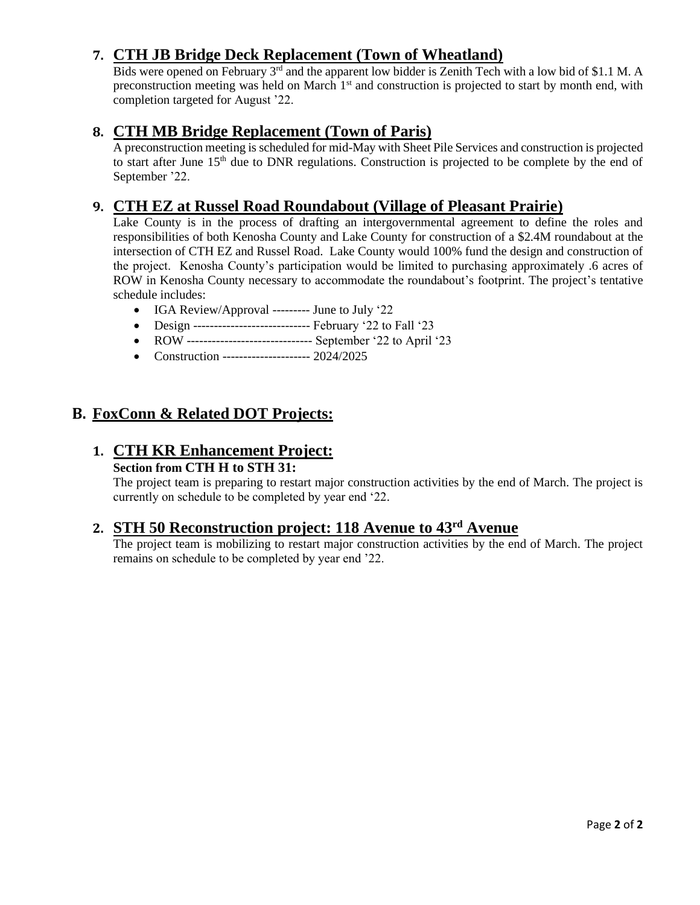## 7. CTH JB Bridge Deck Replacement (Town of Wheatland)

Bids were opened on February 3rd and the apparent low bidder is Zenith Tech with a low bid of $1.1 M. A preconstruction meeting was held on March 1st and construction is projected to start by month end, with completion targeted for August '22.

## 8. CTH MB Bridge Replacement (Town of Paris)

A preconstruction meeting is scheduled for mid-May with Sheet Pile Services and construction is projected to start after June 15th due to DNR regulations. Construction is projected to be complete by the end of September '22.

## 9. CTH EZ at Russel Road Roundabout (Village of Pleasant Prairie)

Lake County is in the process of drafting an intergovernmental agreement to define the roles and responsibilities of both Kenosha County and Lake County for construction of a $2.4M roundabout at the intersection of CTH EZ and Russel Road. Lake County would 100% fund the design and construction of the project. Kenosha County's participation would be limited to purchasing approximately .6 acres of ROW in Kenosha County necessary to accommodate the roundabout's footprint. The project's tentative schedule includes:

- IGA Review/Approval --------- June to July '22
- Design ---------------------------- February '22 to Fall '23
- ROW ----------------------------- September '22 to April '23
- Construction --------------------- 2024/2025

# B. FoxConn & Related DOT Projects:

## 1. CTH KR Enhancement Project:

**Section from CTH H to STH 31:**

The project team is preparing to restart major construction activities by the end of March. The project is currently on schedule to be completed by year end '22.

## 2. STH 50 Reconstruction project: 118 Avenue to 43rd Avenue

The project team is mobilizing to restart major construction activities by the end of March. The project remains on schedule to be completed by year end '22.